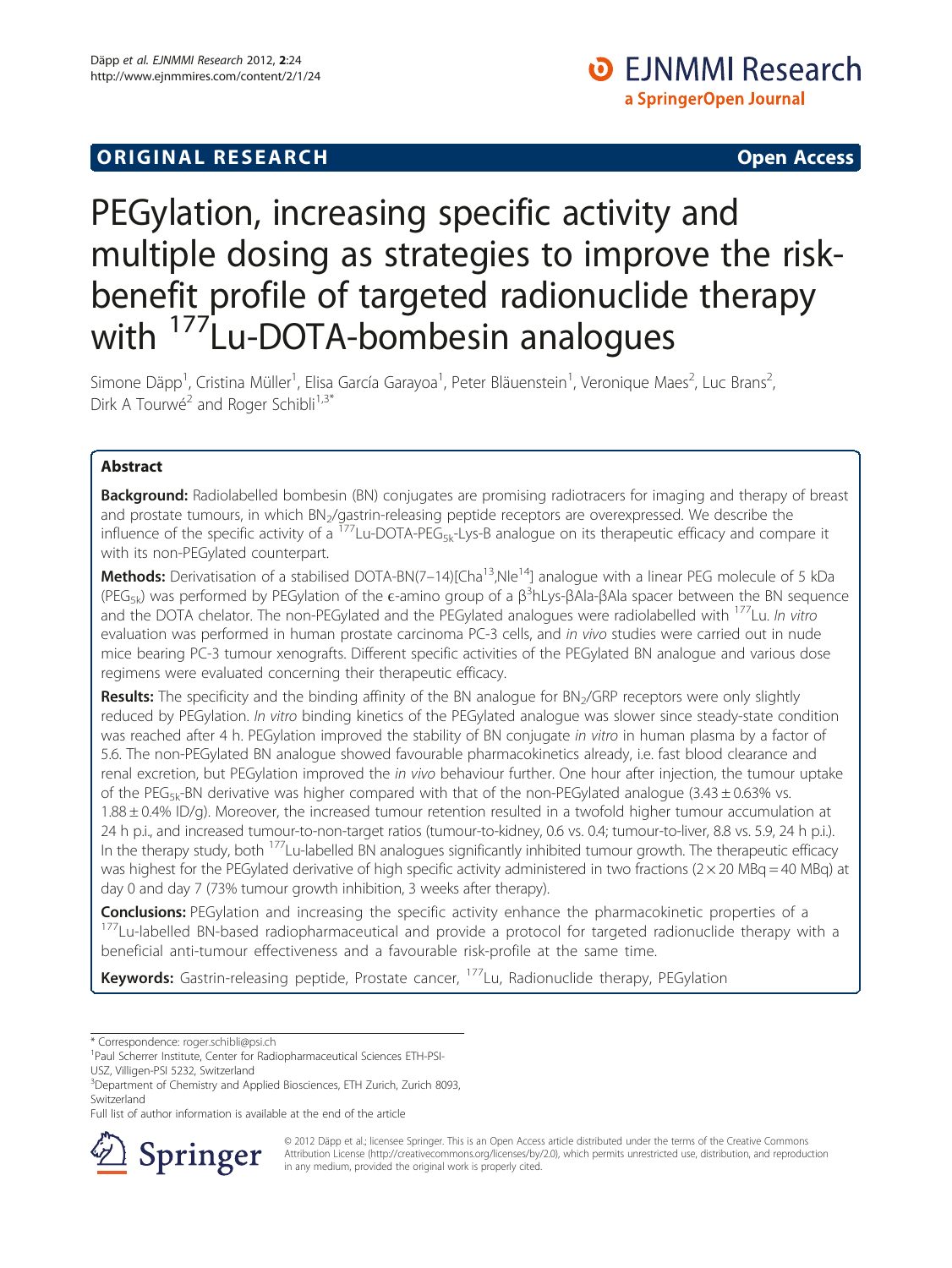ORIGINAL RESEARCH Open Access

# PEGylation, increasing specific activity and multiple dosing as strategies to improve the risk-benefit profile of targeted radionuclide therapy with $^{177}$Lu-DOTA-bombesin analogues

Simone Däpp[1], Cristina Müller[1], Elisa García Garayoa[1], Peter Bläuenstein[1], Veronique Maes[2], Luc Brans[2], Dirk A Tourwé[2] and Roger Schibli[1,3*]

## Abstract

**Background:** Radiolabelled bombesin (BN) conjugates are promising radiotracers for imaging and therapy of breast and prostate tumours, in which $BN_2$/gastrin-releasing peptide receptors are overexpressed. We describe the influence of the specific activity of a $^{177}$Lu-DOTA-$PEG_{5k}$-Lys-B analogue on its therapeutic efficacy and compare it with its non-PEGylated counterpart.

**Methods:** Derivatisation of a stabilised DOTA-BN(7–14)[Cha$^{13}$,Nle$^{14}$] analogue with a linear PEG molecule of 5 kDa ($PEG_{5k}$) was performed by PEGylation of the ϵ-amino group of a β$^3$hLys-βAla-βAla spacer between the BN sequence and the DOTA chelator. The non-PEGylated and the PEGylated analogues were radiolabelled with $^{177}$Lu. *In vitro* evaluation was performed in human prostate carcinoma PC-3 cells, and *in vivo* studies were carried out in nude mice bearing PC-3 tumour xenografts. Different specific activities of the PEGylated BN analogue and various dose regimens were evaluated concerning their therapeutic efficacy.

**Results:** The specificity and the binding affinity of the BN analogue for $BN_2$/GRP receptors were only slightly reduced by PEGylation. *In vitro* binding kinetics of the PEGylated analogue was slower since steady-state condition was reached after 4 h. PEGylation improved the stability of BN conjugate *in vitro* in human plasma by a factor of 5.6. The non-PEGylated BN analogue showed favourable pharmacokinetics already, i.e. fast blood clearance and renal excretion, but PEGylation improved the *in vivo* behaviour further. One hour after injection, the tumour uptake of the $PEG_{5k}$-BN derivative was higher compared with that of the non-PEGylated analogue (3.43 ± 0.63% vs. 1.88 ± 0.4% ID/g). Moreover, the increased tumour retention resulted in a twofold higher tumour accumulation at 24 h p.i., and increased tumour-to-non-target ratios (tumour-to-kidney, 0.6 vs. 0.4; tumour-to-liver, 8.8 vs. 5.9, 24 h p.i.). In the therapy study, both $^{177}$Lu-labelled BN analogues significantly inhibited tumour growth. The therapeutic efficacy was highest for the PEGylated derivative of high specific activity administered in two fractions (2 × 20 MBq = 40 MBq) at day 0 and day 7 (73% tumour growth inhibition, 3 weeks after therapy).

**Conclusions:** PEGylation and increasing the specific activity enhance the pharmacokinetic properties of a $^{177}$Lu-labelled BN-based radiopharmaceutical and provide a protocol for targeted radionuclide therapy with a beneficial anti-tumour effectiveness and a favourable risk-profile at the same time.

**Keywords:** Gastrin-releasing peptide, Prostate cancer, $^{177}$Lu, Radionuclide therapy, PEGylation

\* Correspondence: roger.schibli@psi.ch
[1]Paul Scherrer Institute, Center for Radiopharmaceutical Sciences ETH-PSI-USZ, Villigen-PSI 5232, Switzerland
[3]Department of Chemistry and Applied Biosciences, ETH Zurich, Zurich 8093, Switzerland
Full list of author information is available at the end of the article

© 2012 Däpp et al.; licensee Springer. This is an Open Access article distributed under the terms of the Creative Commons Attribution License (http://creativecommons.org/licenses/by/2.0), which permits unrestricted use, distribution, and reproduction in any medium, provided the original work is properly cited.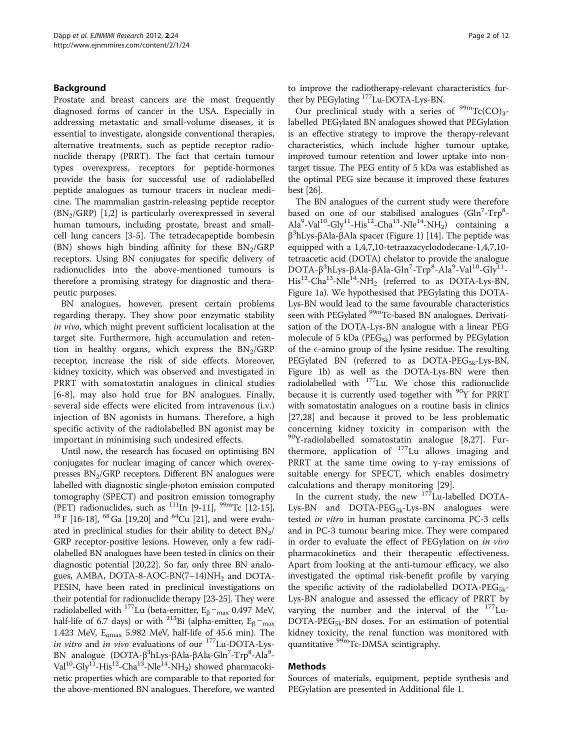## Background

Prostate and breast cancers are the most frequently diagnosed forms of cancer in the USA. Especially in addressing metastatic and small-volume diseases, it is essential to investigate, alongside conventional therapies, alternative treatments, such as peptide receptor radionuclide therapy (PRRT). The fact that certain tumour types overexpress, receptors for peptide-hormones provide the basis for successful use of radiolabelled peptide analogues as tumour tracers in nuclear medicine. The mammalian gastrin-releasing peptide receptor ($BN_2$/GRP) [1,2] is particularly overexpressed in several human tumours, including prostate, breast and small-cell lung cancers [3-5]. The tetradecapeptide bombesin (BN) shows high binding affinity for these $BN_2$/GRP receptors. Using BN conjugates for specific delivery of radionuclides into the above-mentioned tumours is therefore a promising strategy for diagnostic and therapeutic purposes.

BN analogues, however, present certain problems regarding therapy. They show poor enzymatic stability *in vivo*, which might prevent sufficient localisation at the target site. Furthermore, high accumulation and retention in healthy organs, which express the $BN_2$/GRP receptor, increase the risk of side effects. Moreover, kidney toxicity, which was observed and investigated in PRRT with somatostatin analogues in clinical studies [6-8], may also hold true for BN analogues. Finally, several side effects were elicited from intravenous (i.v.) injection of BN agonists in humans. Therefore, a high specific activity of the radiolabelled BN agonist may be important in minimising such undesired effects.

Until now, the research has focused on optimising BN conjugates for nuclear imaging of cancer which overexpresses $BN_2$/GRP receptors. Different BN analogues were labelled with diagnostic single-photon emission computed tomography (SPECT) and positron emission tomography (PET) radionuclides, such as $^{111}$In [9-11], $^{99m}$Tc [12-15], $^{18}$F [16-18], $^{68}$Ga [19,20] and $^{64}$Cu [21], and were evaluated in preclinical studies for their ability to detect $BN_2$/GRP receptor-positive lesions. However, only a few radiolabelled BN analogues have been tested in clinics on their diagnostic potential [20,22]. So far, only three BN analogues, AMBA, DOTA-8-AOC-BN(7–14)$NH_2$ and DOTA-PESIN, have been rated in preclinical investigations on their potential for radionuclide therapy [23-25]. They were radiolabelled with $^{177}$Lu (beta-emitter, $E_{\beta^-max}$ 0.497 MeV, half-life of 6.7 days) or with $^{213}$Bi (alpha-emitter, $E_{\beta^-max}$ 1.423 MeV, $E_{\alpha max}$ 5.982 MeV, half-life of 45.6 min). The *in vitro* and *in vivo* evaluations of our $^{177}$Lu-DOTA-Lys-BN analogue (DOTA-$\beta^3$hLys-βAla-βAla-Gln$^7$-Trp$^8$-Ala$^9$-Val$^{10}$-Gly$^{11}$-His$^{12}$-Cha$^{13}$-Nle$^{14}$-$NH_2$) showed pharmacokinetic properties which are comparable to that reported for the above-mentioned BN analogues. Therefore, we wanted to improve the radiotherapy-relevant characteristics further by PEGylating $^{177}$Lu-DOTA-Lys-BN.

Our preclinical study with a series of $^{99m}$Tc$(CO)_3$-labelled PEGylated BN analogues showed that PEGylation is an effective strategy to improve the therapy-relevant characteristics, which include higher tumour uptake, improved tumour retention and lower uptake into non-target tissue. The PEG entity of 5 kDa was established as the optimal PEG size because it improved these features best [26].

The BN analogues of the current study were therefore based on one of our stabilised analogues (Gln$^7$-Trp$^8$-Ala$^9$-Val$^{10}$-Gly$^{11}$-His$^{12}$-Cha$^{13}$-Nle$^{14}$-$NH_2$) containing a $\beta^3$hLys-βAla-βAla spacer (Figure 1) [14]. The peptide was equipped with a 1,4,7,10-tetraazacyclododecane-1,4,7,10-tetraacetic acid (DOTA) chelator to provide the analogue DOTA-$\beta^3$hLys-βAla-βAla-Gln$^7$-Trp$^8$-Ala$^9$-Val$^{10}$-Gly$^{11}$-His$^{12}$-Cha$^{13}$-Nle$^{14}$-$NH_2$ (referred to as DOTA-Lys-BN, Figure 1a). We hypothesised that PEGylating this DOTA-Lys-BN would lead to the same favourable characteristics seen with PEGylated $^{99m}$Tc-based BN analogues. Derivatisation of the DOTA-Lys-BN analogue with a linear PEG molecule of 5 kDa ($PEG_{5k}$) was performed by PEGylation of the ϵ-amino group of the lysine residue. The resulting PEGylated BN (referred to as DOTA-$PEG_{5k}$-Lys-BN, Figure 1b) as well as the DOTA-Lys-BN were then radiolabelled with $^{177}$Lu. We chose this radionuclide because it is currently used together with $^{90}$Y for PRRT with somatostatin analogues on a routine basis in clinics [27,28] and because it proved to be less problematic concerning kidney toxicity in comparison with the $^{90}$Y-radiolabelled somatostatin analogue [8,27]. Furthermore, application of $^{177}$Lu allows imaging and PRRT at the same time owing to γ-ray emissions of suitable energy for SPECT, which enables dosimetry calculations and therapy monitoring [29].

In the current study, the new $^{177}$Lu-labelled DOTA-Lys-BN and DOTA-$PEG_{5k}$-Lys-BN analogues were tested *in vitro* in human prostate carcinoma PC-3 cells and in PC-3 tumour bearing mice. They were compared in order to evaluate the effect of PEGylation on *in vivo* pharmacokinetics and their therapeutic effectiveness. Apart from looking at the anti-tumour efficacy, we also investigated the optimal risk-benefit profile by varying the specific activity of the radiolabelled DOTA-$PEG_{5k}$-Lys-BN analogue and assessed the efficacy of PRRT by varying the number and the interval of the $^{177}$Lu-DOTA-$PEG_{5k}$-BN doses. For an estimation of potential kidney toxicity, the renal function was monitored with quantitative $^{99m}$Tc-DMSA scintigraphy.

## Methods

Sources of materials, equipment, peptide synthesis and PEGylation are presented in Additional file 1.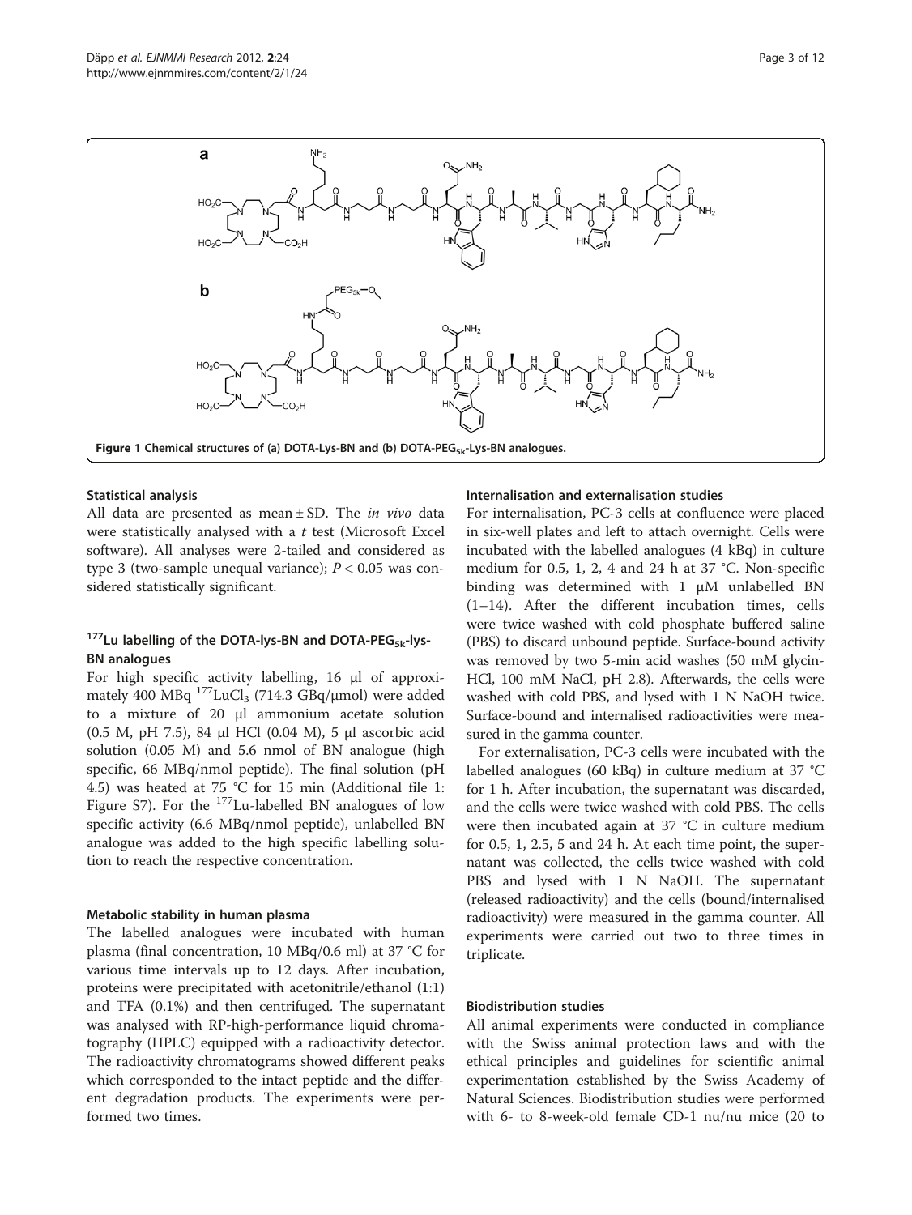Figure 1 Chemical structures of (a) DOTA-Lys-BN and (b) DOTA-PEG$_{5k}$-Lys-BN analogues.

### Statistical analysis

All data are presented as mean ± SD. The *in vivo* data were statistically analysed with a *t* test (Microsoft Excel software). All analyses were 2-tailed and considered as type 3 (two-sample unequal variance); $P < 0.05$ was considered statistically significant.

### $^{177}$Lu labelling of the DOTA-lys-BN and DOTA-PEG$_{5k}$-lys-BN analogues

For high specific activity labelling, 16 μl of approximately 400 MBq $^{177}$LuCl$_3$ (714.3 GBq/μmol) were added to a mixture of 20 μl ammonium acetate solution (0.5 M, pH 7.5), 84 μl HCl (0.04 M), 5 μl ascorbic acid solution (0.05 M) and 5.6 nmol of BN analogue (high specific, 66 MBq/nmol peptide). The final solution (pH 4.5) was heated at 75 °C for 15 min (Additional file 1: Figure S7). For the $^{177}$Lu-labelled BN analogues of low specific activity (6.6 MBq/nmol peptide), unlabelled BN analogue was added to the high specific labelling solution to reach the respective concentration.

### Metabolic stability in human plasma

The labelled analogues were incubated with human plasma (final concentration, 10 MBq/0.6 ml) at 37 °C for various time intervals up to 12 days. After incubation, proteins were precipitated with acetonitrile/ethanol (1:1) and TFA (0.1%) and then centrifuged. The supernatant was analysed with RP-high-performance liquid chromatography (HPLC) equipped with a radioactivity detector. The radioactivity chromatograms showed different peaks which corresponded to the intact peptide and the different degradation products. The experiments were performed two times.

### Internalisation and externalisation studies

For internalisation, PC-3 cells at confluence were placed in six-well plates and left to attach overnight. Cells were incubated with the labelled analogues (4 kBq) in culture medium for 0.5, 1, 2, 4 and 24 h at 37 °C. Non-specific binding was determined with 1 μM unlabelled BN (1–14). After the different incubation times, cells were twice washed with cold phosphate buffered saline (PBS) to discard unbound peptide. Surface-bound activity was removed by two 5-min acid washes (50 mM glycin-HCl, 100 mM NaCl, pH 2.8). Afterwards, the cells were washed with cold PBS, and lysed with 1 N NaOH twice. Surface-bound and internalised radioactivities were measured in the gamma counter.

For externalisation, PC-3 cells were incubated with the labelled analogues (60 kBq) in culture medium at 37 °C for 1 h. After incubation, the supernatant was discarded, and the cells were twice washed with cold PBS. The cells were then incubated again at 37 °C in culture medium for 0.5, 1, 2.5, 5 and 24 h. At each time point, the supernatant was collected, the cells twice washed with cold PBS and lysed with 1 N NaOH. The supernatant (released radioactivity) and the cells (bound/internalised radioactivity) were measured in the gamma counter. All experiments were carried out two to three times in triplicate.

### Biodistribution studies

All animal experiments were conducted in compliance with the Swiss animal protection laws and with the ethical principles and guidelines for scientific animal experimentation established by the Swiss Academy of Natural Sciences. Biodistribution studies were performed with 6- to 8-week-old female CD-1 nu/nu mice (20 to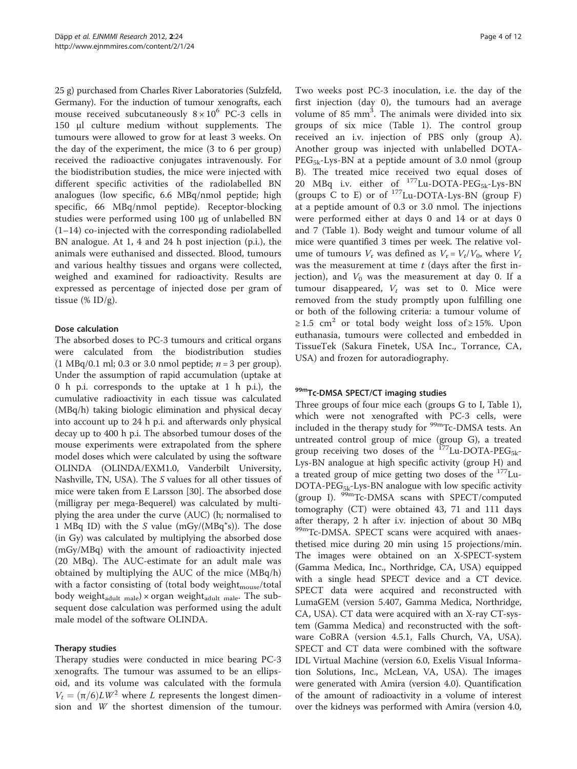25 g) purchased from Charles River Laboratories (Sulzfeld, Germany). For the induction of tumour xenografts, each mouse received subcutaneously $8 \times 10^6$ PC-3 cells in 150 μl culture medium without supplements. The tumours were allowed to grow for at least 3 weeks. On the day of the experiment, the mice (3 to 6 per group) received the radioactive conjugates intravenously. For the biodistribution studies, the mice were injected with different specific activities of the radiolabelled BN analogues (low specific, 6.6 MBq/nmol peptide; high specific, 66 MBq/nmol peptide). Receptor-blocking studies were performed using 100 μg of unlabelled BN (1–14) co-injected with the corresponding radiolabelled BN analogue. At 1, 4 and 24 h post injection (p.i.), the animals were euthanised and dissected. Blood, tumours and various healthy tissues and organs were collected, weighed and examined for radioactivity. Results are expressed as percentage of injected dose per gram of tissue (% ID/g).

### Dose calculation

The absorbed doses to PC-3 tumours and critical organs were calculated from the biodistribution studies (1 MBq/0.1 ml; 0.3 or 3.0 nmol peptide; $n = 3$ per group). Under the assumption of rapid accumulation (uptake at 0 h p.i. corresponds to the uptake at 1 h p.i.), the cumulative radioactivity in each tissue was calculated (MBq/h) taking biologic elimination and physical decay into account up to 24 h p.i. and afterwards only physical decay up to 400 h p.i. The absorbed tumour doses of the mouse experiments were extrapolated from the sphere model doses which were calculated by using the software OLINDA (OLINDA/EXM1.0, Vanderbilt University, Nashville, TN, USA). The *S* values for all other tissues of mice were taken from E Larsson [30]. The absorbed dose (milligray per mega-Bequerel) was calculated by multiplying the area under the curve (AUC) (h; normalised to 1 MBq ID) with the *S* value (mGy/(MBq*s)). The dose (in Gy) was calculated by multiplying the absorbed dose (mGy/MBq) with the amount of radioactivity injected (20 MBq). The AUC-estimate for an adult male was obtained by multiplying the AUC of the mice (MBq/h) with a factor consisting of (total body $\text{weight}_{\text{mouse}}$/total body $\text{weight}_{\text{adult male}}$) × organ $\text{weight}_{\text{adult male}}$. The subsequent dose calculation was performed using the adult male model of the software OLINDA.

### Therapy studies

Therapy studies were conducted in mice bearing PC-3 xenografts. The tumour was assumed to be an ellipsoid, and its volume was calculated with the formula $V_t = (\pi/6)LW^2$ where *L* represents the longest dimension and *W* the shortest dimension of the tumour. Two weeks post PC-3 inoculation, i.e. the day of the first injection (day 0), the tumours had an average volume of 85 $\text{mm}^3$. The animals were divided into six groups of six mice (Table 1). The control group received an i.v. injection of PBS only (group A). Another group was injected with unlabelled DOTA-$\text{PEG}_{5k}$-Lys-BN at a peptide amount of 3.0 nmol (group B). The treated mice received two equal doses of 20 MBq i.v. either of $^{177}$Lu-DOTA-$\text{PEG}_{5k}$-Lys-BN (groups C to E) or of $^{177}$Lu-DOTA-Lys-BN (group F) at a peptide amount of 0.3 or 3.0 nmol. The injections were performed either at days 0 and 14 or at days 0 and 7 (Table 1). Body weight and tumour volume of all mice were quantified 3 times per week. The relative volume of tumours $V_r$ was defined as $V_r = V_t/V_0$, where $V_t$ was the measurement at time *t* (days after the first injection), and $V_0$ was the measurement at day 0. If a tumour disappeared, $V_t$ was set to 0. Mice were removed from the study promptly upon fulfilling one or both of the following criteria: a tumour volume of ≥ 1.5 $\text{cm}^2$ or total body weight loss of ≥ 15%. Upon euthanasia, tumours were collected and embedded in TissueTek (Sakura Finetek, USA Inc., Torrance, CA, USA) and frozen for autoradiography.

### $^{99m}$Tc-DMSA SPECT/CT imaging studies

Three groups of four mice each (groups G to I, Table 1), which were not xenografted with PC-3 cells, were included in the therapy study for $^{99m}$Tc-DMSA tests. An untreated control group of mice (group G), a treated group receiving two doses of the $^{177}$Lu-DOTA-$\text{PEG}_{5k}$-Lys-BN analogue at high specific activity (group H) and a treated group of mice getting two doses of the $^{177}$Lu-DOTA-$\text{PEG}_{5k}$-Lys-BN analogue with low specific activity (group I). $^{99m}$Tc-DMSA scans with SPECT/computed tomography (CT) were obtained 43, 71 and 111 days after therapy, 2 h after i.v. injection of about 30 MBq $^{99m}$Tc-DMSA. SPECT scans were acquired with anaesthetised mice during 20 min using 15 projections/min. The images were obtained on an X-SPECT-system (Gamma Medica, Inc., Northridge, CA, USA) equipped with a single head SPECT device and a CT device. SPECT data were acquired and reconstructed with LumaGEM (version 5.407, Gamma Medica, Northridge, CA, USA). CT data were acquired with an X-ray CT-system (Gamma Medica) and reconstructed with the software CoBRA (version 4.5.1, Falls Church, VA, USA). SPECT and CT data were combined with the software IDL Virtual Machine (version 6.0, Exelis Visual Information Solutions, Inc., McLean, VA, USA). The images were generated with Amira (version 4.0). Quantification of the amount of radioactivity in a volume of interest over the kidneys was performed with Amira (version 4.0,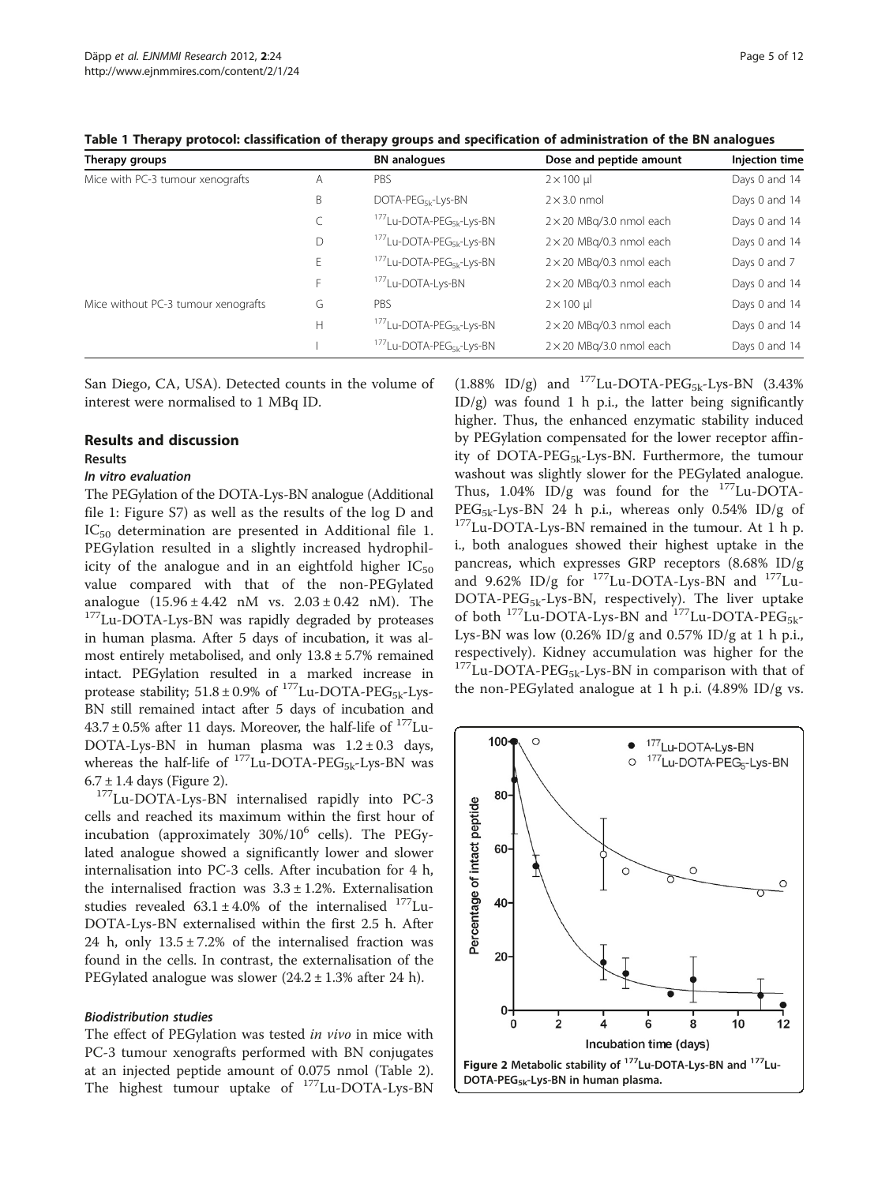**Table 1 Therapy protocol: classification of therapy groups and specification of administration of the BN analogues**

| Therapy groups | | BN analogues | Dose and peptide amount | Injection time |
| --- | --- | --- | --- | --- |
| Mice with PC-3 tumour xenografts | A | PBS | 2 × 100 μl | Days 0 and 14 |
| | B | DOTA-PEG$_{5k}$-Lys-BN | 2 × 3.0 nmol | Days 0 and 14 |
| | C | $^{177}$Lu-DOTA-PEG$_{5k}$-Lys-BN | 2 × 20 MBq/3.0 nmol each | Days 0 and 14 |
| | D | $^{177}$Lu-DOTA-PEG$_{5k}$-Lys-BN | 2 × 20 MBq/0.3 nmol each | Days 0 and 14 |
| | E | $^{177}$Lu-DOTA-PEG$_{5k}$-Lys-BN | 2 × 20 MBq/0.3 nmol each | Days 0 and 7 |
| | F | $^{177}$Lu-DOTA-Lys-BN | 2 × 20 MBq/0.3 nmol each | Days 0 and 14 |
| Mice without PC-3 tumour xenografts | G | PBS | 2 × 100 μl | Days 0 and 14 |
| | H | $^{177}$Lu-DOTA-PEG$_{5k}$-Lys-BN | 2 × 20 MBq/0.3 nmol each | Days 0 and 14 |
| | I | $^{177}$Lu-DOTA-PEG$_{5k}$-Lys-BN | 2 × 20 MBq/3.0 nmol each | Days 0 and 14 |

San Diego, CA, USA). Detected counts in the volume of interest were normalised to 1 MBq ID.

## Results and discussion

### Results

#### *In vitro evaluation*

The PEGylation of the DOTA-Lys-BN analogue (Additional file 1: Figure S7) as well as the results of the log D and $IC_{50}$ determination are presented in Additional file 1. PEGylation resulted in a slightly increased hydrophilicity of the analogue and in an eightfold higher $IC_{50}$ value compared with that of the non-PEGylated analogue (15.96 ± 4.42 nM vs. 2.03 ± 0.42 nM). The $^{177}$Lu-DOTA-Lys-BN was rapidly degraded by proteases in human plasma. After 5 days of incubation, it was almost entirely metabolised, and only 13.8 ± 5.7% remained intact. PEGylation resulted in a marked increase in protease stability; 51.8 ± 0.9% of $^{177}$Lu-DOTA-PEG$_{5k}$-Lys-BN still remained intact after 5 days of incubation and 43.7 ± 0.5% after 11 days. Moreover, the half-life of $^{177}$Lu-DOTA-Lys-BN in human plasma was 1.2 ± 0.3 days, whereas the half-life of $^{177}$Lu-DOTA-PEG$_{5k}$-Lys-BN was 6.7 ± 1.4 days (Figure 2).

$^{177}$Lu-DOTA-Lys-BN internalised rapidly into PC-3 cells and reached its maximum within the first hour of incubation (approximately 30%/$10^6$ cells). The PEGylated analogue showed a significantly lower and slower internalisation into PC-3 cells. After incubation for 4 h, the internalised fraction was 3.3 ± 1.2%. Externalisation studies revealed 63.1 ± 4.0% of the internalised $^{177}$Lu-DOTA-Lys-BN externalised within the first 2.5 h. After 24 h, only 13.5 ± 7.2% of the internalised fraction was found in the cells. In contrast, the externalisation of the PEGylated analogue was slower (24.2 ± 1.3% after 24 h).

#### *Biodistribution studies*

The effect of PEGylation was tested *in vivo* in mice with PC-3 tumour xenografts performed with BN conjugates at an injected peptide amount of 0.075 nmol (Table 2). The highest tumour uptake of $^{177}$Lu-DOTA-Lys-BN (1.88% ID/g) and $^{177}$Lu-DOTA-PEG$_{5k}$-Lys-BN (3.43% ID/g) was found 1 h p.i., the latter being significantly higher. Thus, the enhanced enzymatic stability induced by PEGylation compensated for the lower receptor affinity of DOTA-PEG$_{5k}$-Lys-BN. Furthermore, the tumour washout was slightly slower for the PEGylated analogue. Thus, 1.04% ID/g was found for the $^{177}$Lu-DOTA-PEG$_{5k}$-Lys-BN 24 h p.i., whereas only 0.54% ID/g of $^{177}$Lu-DOTA-Lys-BN remained in the tumour. At 1 h p.i., both analogues showed their highest uptake in the pancreas, which expresses GRP receptors (8.68% ID/g and 9.62% ID/g for $^{177}$Lu-DOTA-Lys-BN and $^{177}$Lu-DOTA-PEG$_{5k}$-Lys-BN, respectively). The liver uptake of both $^{177}$Lu-DOTA-Lys-BN and $^{177}$Lu-DOTA-PEG$_{5k}$-Lys-BN was low (0.26% ID/g and 0.57% ID/g at 1 h p.i., respectively). Kidney accumulation was higher for the $^{177}$Lu-DOTA-PEG$_{5k}$-Lys-BN in comparison with that of the non-PEGylated analogue at 1 h p.i. (4.89% ID/g vs.

**Figure 2 Metabolic stability of $^{177}$Lu-DOTA-Lys-BN and $^{177}$Lu-DOTA-PEG$_{5k}$-Lys-BN in human plasma.**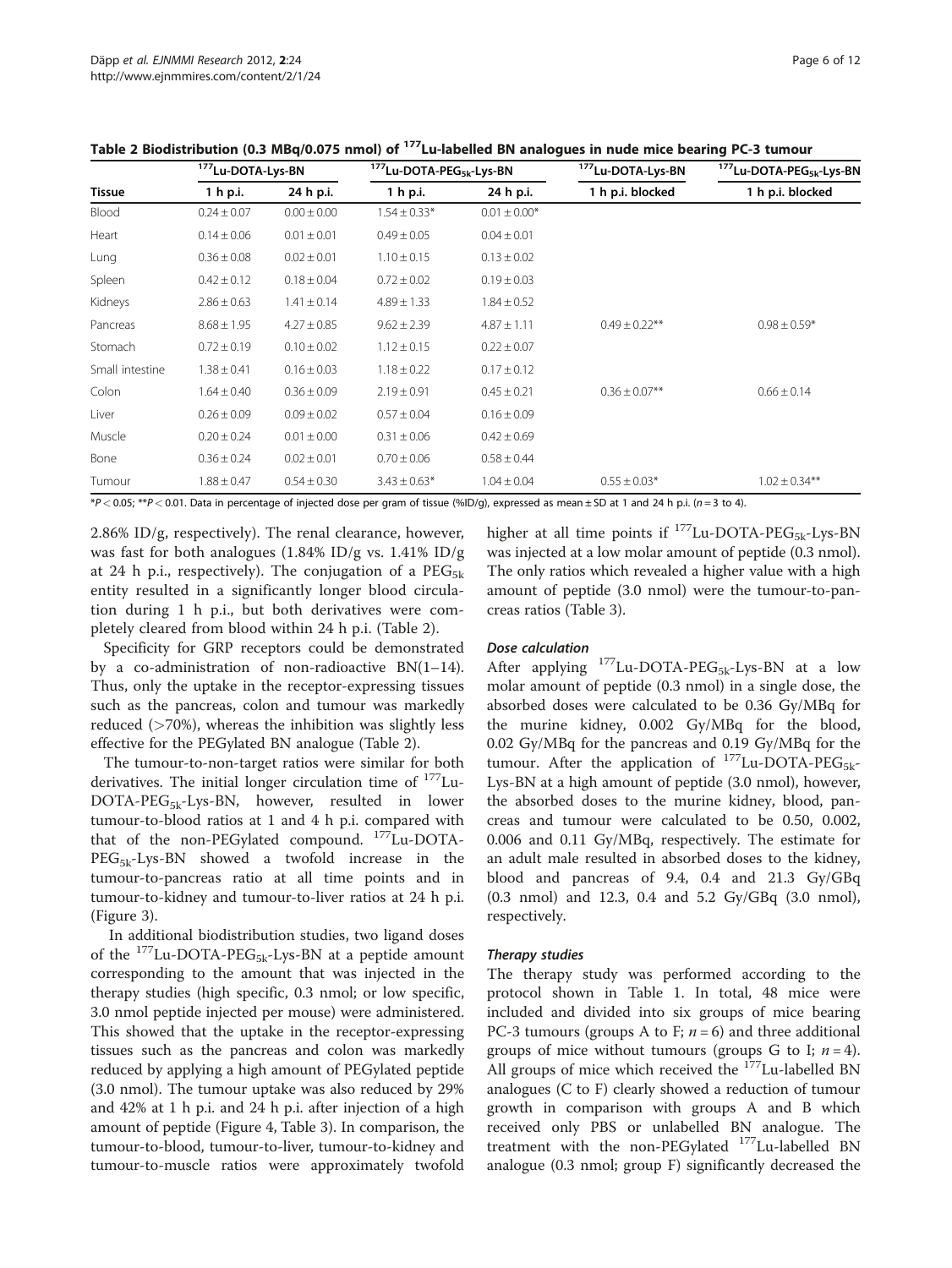**Table 2 Biodistribution (0.3 MBq/0.075 nmol) of $^{177}$Lu-labelled BN analogues in nude mice bearing PC-3 tumour**

| Tissue | $^{177}$Lu-DOTA-Lys-BN | | $^{177}$Lu-DOTA-PEG$_{5k}$-Lys-BN | | $^{177}$Lu-DOTA-Lys-BN | $^{177}$Lu-DOTA-PEG$_{5k}$-Lys-BN |
|---|---|---|---|---|---|---|
| | 1 h p.i. | 24 h p.i. | 1 h p.i. | 24 h p.i. | 1 h p.i. blocked | 1 h p.i. blocked |
| Blood | 0.24 ± 0.07 | 0.00 ± 0.00 | 1.54 ± 0.33* | 0.01 ± 0.00* | | |
| Heart | 0.14 ± 0.06 | 0.01 ± 0.01 | 0.49 ± 0.05 | 0.04 ± 0.01 | | |
| Lung | 0.36 ± 0.08 | 0.02 ± 0.01 | 1.10 ± 0.15 | 0.13 ± 0.02 | | |
| Spleen | 0.42 ± 0.12 | 0.18 ± 0.04 | 0.72 ± 0.02 | 0.19 ± 0.03 | | |
| Kidneys | 2.86 ± 0.63 | 1.41 ± 0.14 | 4.89 ± 1.33 | 1.84 ± 0.52 | | |
| Pancreas | 8.68 ± 1.95 | 4.27 ± 0.85 | 9.62 ± 2.39 | 4.87 ± 1.11 | 0.49 ± 0.22** | 0.98 ± 0.59* |
| Stomach | 0.72 ± 0.19 | 0.10 ± 0.02 | 1.12 ± 0.15 | 0.22 ± 0.07 | | |
| Small intestine | 1.38 ± 0.41 | 0.16 ± 0.03 | 1.18 ± 0.22 | 0.17 ± 0.12 | | |
| Colon | 1.64 ± 0.40 | 0.36 ± 0.09 | 2.19 ± 0.91 | 0.45 ± 0.21 | 0.36 ± 0.07** | 0.66 ± 0.14 |
| Liver | 0.26 ± 0.09 | 0.09 ± 0.02 | 0.57 ± 0.04 | 0.16 ± 0.09 | | |
| Muscle | 0.20 ± 0.24 | 0.01 ± 0.00 | 0.31 ± 0.06 | 0.42 ± 0.69 | | |
| Bone | 0.36 ± 0.24 | 0.02 ± 0.01 | 0.70 ± 0.06 | 0.58 ± 0.44 | | |
| Tumour | 1.88 ± 0.47 | 0.54 ± 0.30 | 3.43 ± 0.63* | 1.04 ± 0.04 | 0.55 ± 0.03* | 1.02 ± 0.34** |

*$P < 0.05$; **$P < 0.01$. Data in percentage of injected dose per gram of tissue (%ID/g), expressed as mean ± SD at 1 and 24 h p.i. ($n = 3$ to 4).

2.86% ID/g, respectively). The renal clearance, however, was fast for both analogues (1.84% ID/g vs. 1.41% ID/g at 24 h p.i., respectively). The conjugation of a PEG$_{5k}$ entity resulted in a significantly longer blood circulation during 1 h p.i., but both derivatives were completely cleared from blood within 24 h p.i. (Table 2).

Specificity for GRP receptors could be demonstrated by a co-administration of non-radioactive BN(1–14). Thus, only the uptake in the receptor-expressing tissues such as the pancreas, colon and tumour was markedly reduced (>70%), whereas the inhibition was slightly less effective for the PEGylated BN analogue (Table 2).

The tumour-to-non-target ratios were similar for both derivatives. The initial longer circulation time of $^{177}$Lu-DOTA-PEG$_{5k}$-Lys-BN, however, resulted in lower tumour-to-blood ratios at 1 and 4 h p.i. compared with that of the non-PEGylated compound. $^{177}$Lu-DOTA-PEG$_{5k}$-Lys-BN showed a twofold increase in the tumour-to-pancreas ratio at all time points and in tumour-to-kidney and tumour-to-liver ratios at 24 h p.i. (Figure 3).

In additional biodistribution studies, two ligand doses of the $^{177}$Lu-DOTA-PEG$_{5k}$-Lys-BN at a peptide amount corresponding to the amount that was injected in the therapy studies (high specific, 0.3 nmol; or low specific, 3.0 nmol peptide injected per mouse) were administered. This showed that the uptake in the receptor-expressing tissues such as the pancreas and colon was markedly reduced by applying a high amount of PEGylated peptide (3.0 nmol). The tumour uptake was also reduced by 29% and 42% at 1 h p.i. and 24 h p.i. after injection of a high amount of peptide (Figure 4, Table 3). In comparison, the tumour-to-blood, tumour-to-liver, tumour-to-kidney and tumour-to-muscle ratios were approximately twofold higher at all time points if $^{177}$Lu-DOTA-PEG$_{5k}$-Lys-BN was injected at a low molar amount of peptide (0.3 nmol). The only ratios which revealed a higher value with a high amount of peptide (3.0 nmol) were the tumour-to-pancreas ratios (Table 3).

#### *Dose calculation*

After applying $^{177}$Lu-DOTA-PEG$_{5k}$-Lys-BN at a low molar amount of peptide (0.3 nmol) in a single dose, the absorbed doses were calculated to be 0.36 Gy/MBq for the murine kidney, 0.002 Gy/MBq for the blood, 0.02 Gy/MBq for the pancreas and 0.19 Gy/MBq for the tumour. After the application of $^{177}$Lu-DOTA-PEG$_{5k}$-Lys-BN at a high amount of peptide (3.0 nmol), however, the absorbed doses to the murine kidney, blood, pancreas and tumour were calculated to be 0.50, 0.002, 0.006 and 0.11 Gy/MBq, respectively. The estimate for an adult male resulted in absorbed doses to the kidney, blood and pancreas of 9.4, 0.4 and 21.3 Gy/GBq (0.3 nmol) and 12.3, 0.4 and 5.2 Gy/GBq (3.0 nmol), respectively.

#### *Therapy studies*

The therapy study was performed according to the protocol shown in Table 1. In total, 48 mice were included and divided into six groups of mice bearing PC-3 tumours (groups A to F; $n = 6$) and three additional groups of mice without tumours (groups G to I; $n = 4$). All groups of mice which received the $^{177}$Lu-labelled BN analogues (C to F) clearly showed a reduction of tumour growth in comparison with groups A and B which received only PBS or unlabelled BN analogue. The treatment with the non-PEGylated $^{177}$Lu-labelled BN analogue (0.3 nmol; group F) significantly decreased the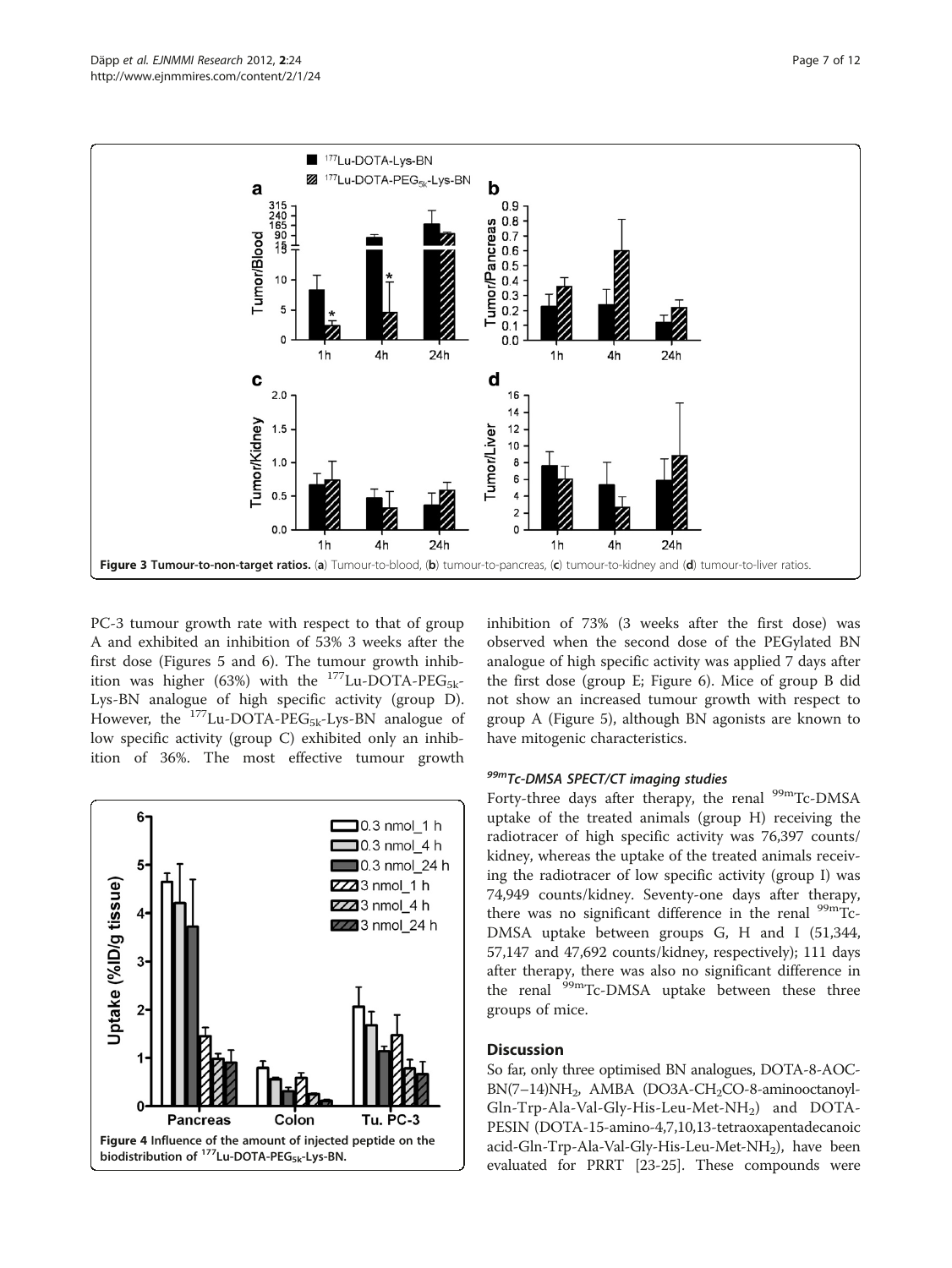**Figure 3 Tumour-to-non-target ratios.** (**a**) Tumour-to-blood, (**b**) tumour-to-pancreas, (**c**) tumour-to-kidney and (**d**) tumour-to-liver ratios.

PC-3 tumour growth rate with respect to that of group A and exhibited an inhibition of 53% 3 weeks after the first dose (Figures 5 and 6). The tumour growth inhibition was higher (63%) with the $^{177}$Lu-DOTA-PEG$_{5k}$-Lys-BN analogue of high specific activity (group D). However, the $^{177}$Lu-DOTA-PEG$_{5k}$-Lys-BN analogue of low specific activity (group C) exhibited only an inhibition of 36%. The most effective tumour growth inhibition of 73% (3 weeks after the first dose) was observed when the second dose of the PEGylated BN analogue of high specific activity was applied 7 days after the first dose (group E; Figure 6). Mice of group B did not show an increased tumour growth with respect to group A (Figure 5), although BN agonists are known to have mitogenic characteristics.

**Figure 4 Influence of the amount of injected peptide on the biodistribution of $^{177}$Lu-DOTA-PEG$_{5k}$-Lys-BN.**

### $^{99m}$Tc-DMSA SPECT/CT imaging studies

Forty-three days after therapy, the renal $^{99m}$Tc-DMSA uptake of the treated animals (group H) receiving the radiotracer of high specific activity was 76,397 counts/kidney, whereas the uptake of the treated animals receiving the radiotracer of low specific activity (group I) was 74,949 counts/kidney. Seventy-one days after therapy, there was no significant difference in the renal $^{99m}$Tc-DMSA uptake between groups G, H and I (51,344, 57,147 and 47,692 counts/kidney, respectively); 111 days after therapy, there was also no significant difference in the renal $^{99m}$Tc-DMSA uptake between these three groups of mice.

## Discussion

So far, only three optimised BN analogues, DOTA-8-AOC-BN(7–14)$NH_2$, AMBA (DO3A-$CH_2$CO-8-aminooctanoyl-Gln-Trp-Ala-Val-Gly-His-Leu-Met-$NH_2$) and DOTA-PESIN (DOTA-15-amino-4,7,10,13-tetraoxapentadecanoic acid-Gln-Trp-Ala-Val-Gly-His-Leu-Met-$NH_2$), have been evaluated for PRRT [23-25]. These compounds were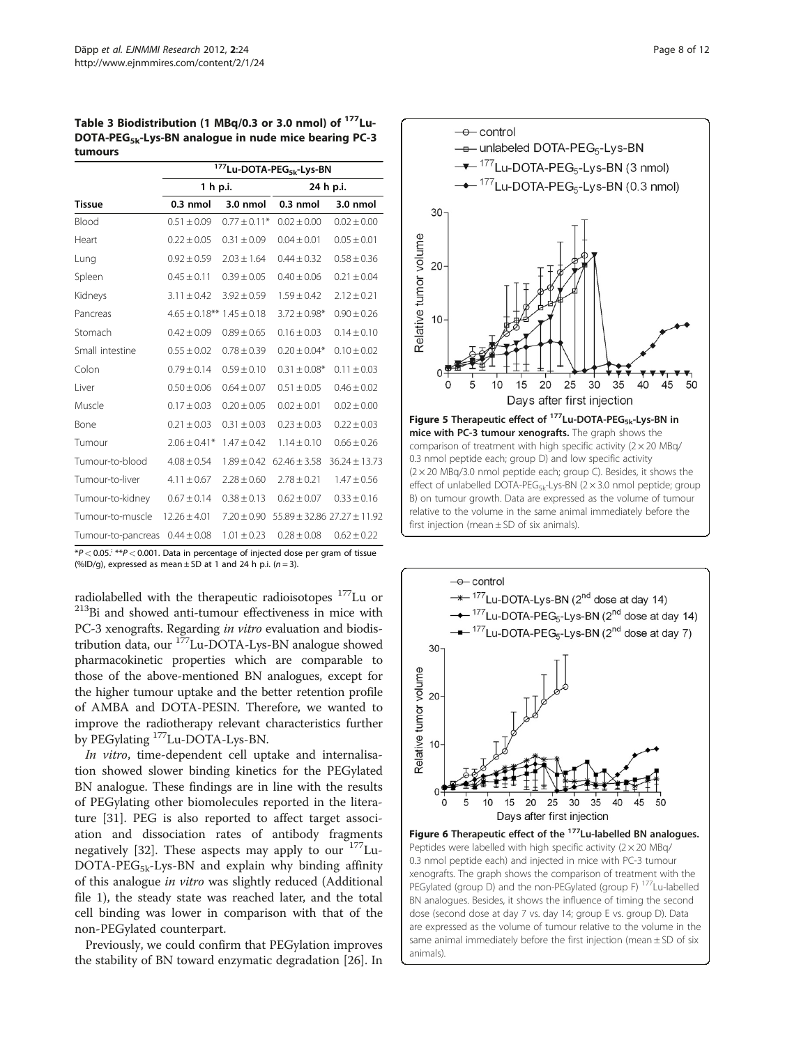**Table 3 Biodistribution (1 MBq/0.3 or 3.0 nmol) of $^{177}$Lu-DOTA-PEG$_{5k}$-Lys-BN analogue in nude mice bearing PC-3 tumours**

| | $^{177}$Lu-DOTA-PEG$_{5k}$-Lys-BN | | | |
|---|---|---|---|---|
| | 1 h p.i. | | 24 h p.i. | |
| **Tissue** | **0.3 nmol** | **3.0 nmol** | **0.3 nmol** | **3.0 nmol** |
| Blood | 0.51 ± 0.09 | 0.77 ± 0.11* | 0.02 ± 0.00 | 0.02 ± 0.00 |
| Heart | 0.22 ± 0.05 | 0.31 ± 0.09 | 0.04 ± 0.01 | 0.05 ± 0.01 |
| Lung | 0.92 ± 0.59 | 2.03 ± 1.64 | 0.44 ± 0.32 | 0.58 ± 0.36 |
| Spleen | 0.45 ± 0.11 | 0.39 ± 0.05 | 0.40 ± 0.06 | 0.21 ± 0.04 |
| Kidneys | 3.11 ± 0.42 | 3.92 ± 0.59 | 1.59 ± 0.42 | 2.12 ± 0.21 |
| Pancreas | 4.65 ± 0.18** | 1.45 ± 0.18 | 3.72 ± 0.98* | 0.90 ± 0.26 |
| Stomach | 0.42 ± 0.09 | 0.89 ± 0.65 | 0.16 ± 0.03 | 0.14 ± 0.10 |
| Small intestine | 0.55 ± 0.02 | 0.78 ± 0.39 | 0.20 ± 0.04* | 0.10 ± 0.02 |
| Colon | 0.79 ± 0.14 | 0.59 ± 0.10 | 0.31 ± 0.08* | 0.11 ± 0.03 |
| Liver | 0.50 ± 0.06 | 0.64 ± 0.07 | 0.51 ± 0.05 | 0.46 ± 0.02 |
| Muscle | 0.17 ± 0.03 | 0.20 ± 0.05 | 0.02 ± 0.01 | 0.02 ± 0.00 |
| Bone | 0.21 ± 0.03 | 0.31 ± 0.03 | 0.23 ± 0.03 | 0.22 ± 0.03 |
| Tumour | 2.06 ± 0.41* | 1.47 ± 0.42 | 1.14 ± 0.10 | 0.66 ± 0.26 |
| Tumour-to-blood | 4.08 ± 0.54 | 1.89 ± 0.42 | 62.46 ± 3.58 | 36.24 ± 13.73 |
| Tumour-to-liver | 4.11 ± 0.67 | 2.28 ± 0.60 | 2.78 ± 0.21 | 1.47 ± 0.56 |
| Tumour-to-kidney | 0.67 ± 0.14 | 0.38 ± 0.13 | 0.62 ± 0.07 | 0.33 ± 0.16 |
| Tumour-to-muscle | 12.26 ± 4.01 | 7.20 ± 0.90 | 55.89 ± 32.86 | 27.27 ± 11.92 |
| Tumour-to-pancreas | 0.44 ± 0.08 | 1.01 ± 0.23 | 0.28 ± 0.08 | 0.62 ± 0.22 |

*$P < 0.05$; **$P < 0.001$. Data in percentage of injected dose per gram of tissue (%ID/g), expressed as mean ± SD at 1 and 24 h p.i. ($n = 3$).

radiolabelled with the therapeutic radioisotopes $^{177}$Lu or $^{213}$Bi and showed anti-tumour effectiveness in mice with PC-3 xenografts. Regarding *in vitro* evaluation and biodistribution data, our $^{177}$Lu-DOTA-Lys-BN analogue showed pharmacokinetic properties which are comparable to those of the above-mentioned BN analogues, except for the higher tumour uptake and the better retention profile of AMBA and DOTA-PESIN. Therefore, we wanted to improve the radiotherapy relevant characteristics further by PEGylating $^{177}$Lu-DOTA-Lys-BN.

*In vitro*, time-dependent cell uptake and internalisation showed slower binding kinetics for the PEGylated BN analogue. These findings are in line with the results of PEGylating other biomolecules reported in the literature [31]. PEG is also reported to affect target association and dissociation rates of antibody fragments negatively [32]. These aspects may apply to our $^{177}$Lu-DOTA-PEG$_{5k}$-Lys-BN and explain why binding affinity of this analogue *in vitro* was slightly reduced (Additional file 1), the steady state was reached later, and the total cell binding was lower in comparison with that of the non-PEGylated counterpart.

Previously, we could confirm that PEGylation improves the stability of BN toward enzymatic degradation [26]. In

**Figure 5 Therapeutic effect of $^{177}$Lu-DOTA-PEG$_{5k}$-Lys-BN in mice with PC-3 tumour xenografts.** The graph shows the comparison of treatment with high specific activity (2 × 20 MBq/0.3 nmol peptide each; group D) and low specific activity (2 × 20 MBq/3.0 nmol peptide each; group C). Besides, it shows the effect of unlabelled DOTA-PEG$_{5k}$-Lys-BN (2 × 3.0 nmol peptide; group B) on tumour growth. Data are expressed as the volume of tumour relative to the volume in the same animal immediately before the first injection (mean ± SD of six animals).

**Figure 6 Therapeutic effect of the $^{177}$Lu-labelled BN analogues.** Peptides were labelled with high specific activity (2 × 20 MBq/0.3 nmol peptide each) and injected in mice with PC-3 tumour xenografts. The graph shows the comparison of treatment with the PEGylated (group D) and the non-PEGylated (group F) $^{177}$Lu-labelled BN analogues. Besides, it shows the influence of timing the second dose (second dose at day 7 vs. day 14; group E vs. group D). Data are expressed as the volume of tumour relative to the volume in the same animal immediately before the first injection (mean ± SD of six animals).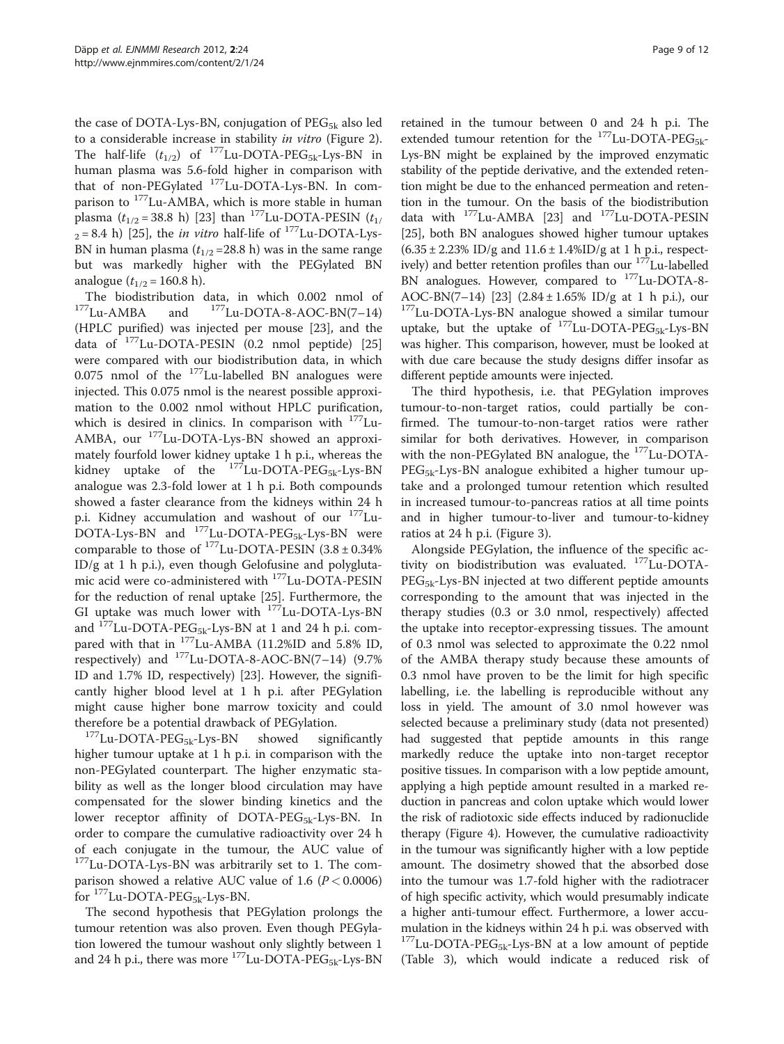the case of DOTA-Lys-BN, conjugation of $PEG_{5k}$ also led to a considerable increase in stability *in vitro* (Figure 2). The half-life ($t_{1/2}$) of $^{177}$Lu-DOTA-$PEG_{5k}$-Lys-BN in human plasma was 5.6-fold higher in comparison with that of non-PEGylated $^{177}$Lu-DOTA-Lys-BN. In comparison to $^{177}$Lu-AMBA, which is more stable in human plasma ($t_{1/2}$ = 38.8 h) [23] than $^{177}$Lu-DOTA-PESIN ($t_{1/2}$ = 8.4 h) [25], the *in vitro* half-life of $^{177}$Lu-DOTA-Lys-BN in human plasma ($t_{1/2}$ =28.8 h) was in the same range but was markedly higher with the PEGylated BN analogue ($t_{1/2}$ = 160.8 h).

The biodistribution data, in which 0.002 nmol of $^{177}$Lu-AMBA and $^{177}$Lu-DOTA-8-AOC-BN(7–14) (HPLC purified) was injected per mouse [23], and the data of $^{177}$Lu-DOTA-PESIN (0.2 nmol peptide) [25] were compared with our biodistribution data, in which 0.075 nmol of the $^{177}$Lu-labelled BN analogues were injected. This 0.075 nmol is the nearest possible approximation to the 0.002 nmol without HPLC purification, which is desired in clinics. In comparison with $^{177}$Lu-AMBA, our $^{177}$Lu-DOTA-Lys-BN showed an approximately fourfold lower kidney uptake 1 h p.i., whereas the kidney uptake of the $^{177}$Lu-DOTA-$PEG_{5k}$-Lys-BN analogue was 2.3-fold lower at 1 h p.i. Both compounds showed a faster clearance from the kidneys within 24 h p.i. Kidney accumulation and washout of our $^{177}$Lu-DOTA-Lys-BN and $^{177}$Lu-DOTA-$PEG_{5k}$-Lys-BN were comparable to those of $^{177}$Lu-DOTA-PESIN (3.8 ± 0.34% ID/g at 1 h p.i.), even though Gelofusine and polyglutamic acid were co-administered with $^{177}$Lu-DOTA-PESIN for the reduction of renal uptake [25]. Furthermore, the GI uptake was much lower with $^{177}$Lu-DOTA-Lys-BN and $^{177}$Lu-DOTA-$PEG_{5k}$-Lys-BN at 1 and 24 h p.i. compared with that in $^{177}$Lu-AMBA (11.2%ID and 5.8% ID, respectively) and $^{177}$Lu-DOTA-8-AOC-BN(7–14) (9.7% ID and 1.7% ID, respectively) [23]. However, the significantly higher blood level at 1 h p.i. after PEGylation might cause higher bone marrow toxicity and could therefore be a potential drawback of PEGylation.

$^{177}$Lu-DOTA-$PEG_{5k}$-Lys-BN showed significantly higher tumour uptake at 1 h p.i. in comparison with the non-PEGylated counterpart. The higher enzymatic stability as well as the longer blood circulation may have compensated for the slower binding kinetics and the lower receptor affinity of DOTA-$PEG_{5k}$-Lys-BN. In order to compare the cumulative radioactivity over 24 h of each conjugate in the tumour, the AUC value of $^{177}$Lu-DOTA-Lys-BN was arbitrarily set to 1. The comparison showed a relative AUC value of 1.6 ($P < 0.0006$) for $^{177}$Lu-DOTA-$PEG_{5k}$-Lys-BN.

The second hypothesis that PEGylation prolongs the tumour retention was also proven. Even though PEGylation lowered the tumour washout only slightly between 1 and 24 h p.i., there was more $^{177}$Lu-DOTA-$PEG_{5k}$-Lys-BN retained in the tumour between 0 and 24 h p.i. The extended tumour retention for the $^{177}$Lu-DOTA-$PEG_{5k}$-Lys-BN might be explained by the improved enzymatic stability of the peptide derivative, and the extended retention might be due to the enhanced permeation and retention in the tumour. On the basis of the biodistribution data with $^{177}$Lu-AMBA [23] and $^{177}$Lu-DOTA-PESIN [25], both BN analogues showed higher tumour uptakes (6.35 ± 2.23% ID/g and 11.6 ± 1.4%ID/g at 1 h p.i., respectively) and better retention profiles than our $^{177}$Lu-labelled BN analogues. However, compared to $^{177}$Lu-DOTA-8-AOC-BN(7–14) [23] (2.84 ± 1.65% ID/g at 1 h p.i.), our $^{177}$Lu-DOTA-Lys-BN analogue showed a similar tumour uptake, but the uptake of $^{177}$Lu-DOTA-$PEG_{5k}$-Lys-BN was higher. This comparison, however, must be looked at with due care because the study designs differ insofar as different peptide amounts were injected.

The third hypothesis, i.e. that PEGylation improves tumour-to-non-target ratios, could partially be confirmed. The tumour-to-non-target ratios were rather similar for both derivatives. However, in comparison with the non-PEGylated BN analogue, the $^{177}$Lu-DOTA-$PEG_{5k}$-Lys-BN analogue exhibited a higher tumour uptake and a prolonged tumour retention which resulted in increased tumour-to-pancreas ratios at all time points and in higher tumour-to-liver and tumour-to-kidney ratios at 24 h p.i. (Figure 3).

Alongside PEGylation, the influence of the specific activity on biodistribution was evaluated. $^{177}$Lu-DOTA-$PEG_{5k}$-Lys-BN injected at two different peptide amounts corresponding to the amount that was injected in the therapy studies (0.3 or 3.0 nmol, respectively) affected the uptake into receptor-expressing tissues. The amount of 0.3 nmol was selected to approximate the 0.22 nmol of the AMBA therapy study because these amounts of 0.3 nmol have proven to be the limit for high specific labelling, i.e. the labelling is reproducible without any loss in yield. The amount of 3.0 nmol however was selected because a preliminary study (data not presented) had suggested that peptide amounts in this range markedly reduce the uptake into non-target receptor positive tissues. In comparison with a low peptide amount, applying a high peptide amount resulted in a marked reduction in pancreas and colon uptake which would lower the risk of radiotoxic side effects induced by radionuclide therapy (Figure 4). However, the cumulative radioactivity in the tumour was significantly higher with a low peptide amount. The dosimetry showed that the absorbed dose into the tumour was 1.7-fold higher with the radiotracer of high specific activity, which would presumably indicate a higher anti-tumour effect. Furthermore, a lower accumulation in the kidneys within 24 h p.i. was observed with $^{177}$Lu-DOTA-$PEG_{5k}$-Lys-BN at a low amount of peptide (Table 3), which would indicate a reduced risk of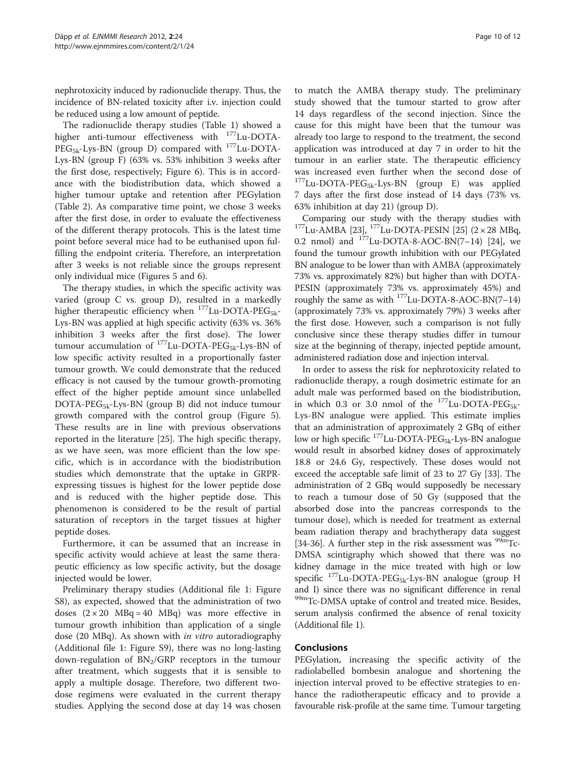nephrotoxicity induced by radionuclide therapy. Thus, the incidence of BN-related toxicity after i.v. injection could be reduced using a low amount of peptide.

The radionuclide therapy studies (Table 1) showed a higher anti-tumour effectiveness with $^{177}$Lu-DOTA-PEG$_{5k}$-Lys-BN (group D) compared with $^{177}$Lu-DOTA-Lys-BN (group F) (63% vs. 53% inhibition 3 weeks after the first dose, respectively; Figure 6). This is in accordance with the biodistribution data, which showed a higher tumour uptake and retention after PEGylation (Table 2). As comparative time point, we chose 3 weeks after the first dose, in order to evaluate the effectiveness of the different therapy protocols. This is the latest time point before several mice had to be euthanised upon fulfilling the endpoint criteria. Therefore, an interpretation after 3 weeks is not reliable since the groups represent only individual mice (Figures 5 and 6).

The therapy studies, in which the specific activity was varied (group C vs. group D), resulted in a markedly higher therapeutic efficiency when $^{177}$Lu-DOTA-PEG$_{5k}$-Lys-BN was applied at high specific activity (63% vs. 36% inhibition 3 weeks after the first dose). The lower tumour accumulation of $^{177}$Lu-DOTA-PEG$_{5k}$-Lys-BN of low specific activity resulted in a proportionally faster tumour growth. We could demonstrate that the reduced efficacy is not caused by the tumour growth-promoting effect of the higher peptide amount since unlabelled DOTA-PEG$_{5k}$-Lys-BN (group B) did not induce tumour growth compared with the control group (Figure 5). These results are in line with previous observations reported in the literature [25]. The high specific therapy, as we have seen, was more efficient than the low specific, which is in accordance with the biodistribution studies which demonstrate that the uptake in GRPR-expressing tissues is highest for the lower peptide dose and is reduced with the higher peptide dose. This phenomenon is considered to be the result of partial saturation of receptors in the target tissues at higher peptide doses.

Furthermore, it can be assumed that an increase in specific activity would achieve at least the same therapeutic efficiency as low specific activity, but the dosage injected would be lower.

Preliminary therapy studies (Additional file 1: Figure S8), as expected, showed that the administration of two doses ($2 \times 20$ MBq = 40 MBq) was more effective in tumour growth inhibition than application of a single dose (20 MBq). As shown with *in vitro* autoradiography (Additional file 1: Figure S9), there was no long-lasting down-regulation of BN$_2$/GRP receptors in the tumour after treatment, which suggests that it is sensible to apply a multiple dosage. Therefore, two different two-dose regimens were evaluated in the current therapy studies. Applying the second dose at day 14 was chosen to match the AMBA therapy study. The preliminary study showed that the tumour started to grow after 14 days regardless of the second injection. Since the cause for this might have been that the tumour was already too large to respond to the treatment, the second application was introduced at day 7 in order to hit the tumour in an earlier state. The therapeutic efficiency was increased even further when the second dose of $^{177}$Lu-DOTA-PEG$_{5k}$-Lys-BN (group E) was applied 7 days after the first dose instead of 14 days (73% vs. 63% inhibition at day 21) (group D).

Comparing our study with the therapy studies with $^{177}$Lu-AMBA [23], $^{177}$Lu-DOTA-PESIN [25] ($2 \times 28$ MBq, 0.2 nmol) and $^{177}$Lu-DOTA-8-AOC-BN(7–14) [24], we found the tumour growth inhibition with our PEGylated BN analogue to be lower than with AMBA (approximately 73% vs. approximately 82%) but higher than with DOTA-PESIN (approximately 73% vs. approximately 45%) and roughly the same as with $^{177}$Lu-DOTA-8-AOC-BN(7–14) (approximately 73% vs. approximately 79%) 3 weeks after the first dose. However, such a comparison is not fully conclusive since these therapy studies differ in tumour size at the beginning of therapy, injected peptide amount, administered radiation dose and injection interval.

In order to assess the risk for nephrotoxicity related to radionuclide therapy, a rough dosimetric estimate for an adult male was performed based on the biodistribution, in which 0.3 or 3.0 nmol of the $^{177}$Lu-DOTA-PEG$_{5k}$-Lys-BN analogue were applied. This estimate implies that an administration of approximately 2 GBq of either low or high specific $^{177}$Lu-DOTA-PEG$_{5k}$-Lys-BN analogue would result in absorbed kidney doses of approximately 18.8 or 24.6 Gy, respectively. These doses would not exceed the acceptable safe limit of 23 to 27 Gy [33]. The administration of 2 GBq would supposedly be necessary to reach a tumour dose of 50 Gy (supposed that the absorbed dose into the pancreas corresponds to the tumour dose), which is needed for treatment as external beam radiation therapy and brachytherapy data suggest [34-36]. A further step in the risk assessment was $^{99m}$Tc-DMSA scintigraphy which showed that there was no kidney damage in the mice treated with high or low specific $^{177}$Lu-DOTA-PEG$_{5k}$-Lys-BN analogue (group H and I) since there was no significant difference in renal $^{99m}$Tc-DMSA uptake of control and treated mice. Besides, serum analysis confirmed the absence of renal toxicity (Additional file 1).

## Conclusions

PEGylation, increasing the specific activity of the radiolabelled bombesin analogue and shortening the injection interval proved to be effective strategies to enhance the radiotherapeutic efficacy and to provide a favourable risk-profile at the same time. Tumour targeting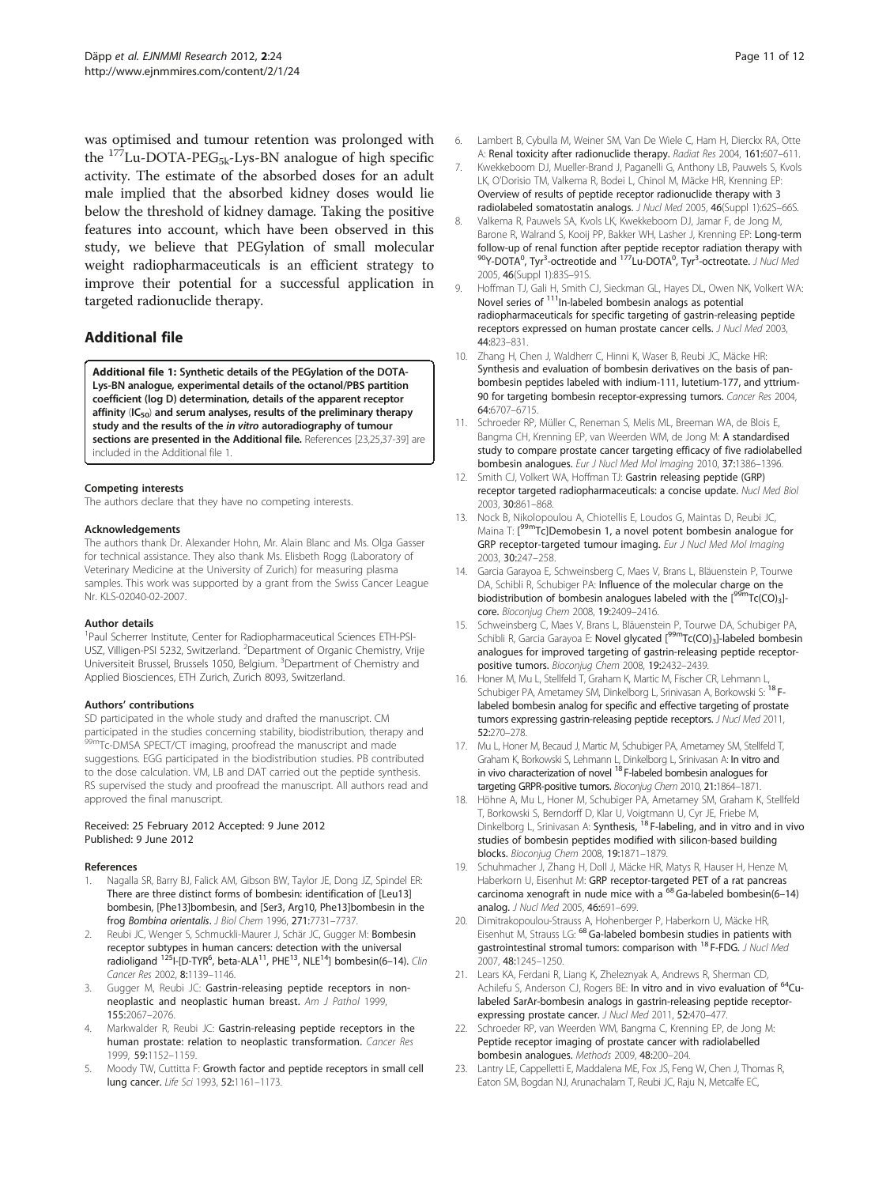was optimised and tumour retention was prolonged with the $^{177}$Lu-DOTA-PEG$_{5k}$-Lys-BN analogue of high specific activity. The estimate of the absorbed doses for an adult male implied that the absorbed kidney doses would lie below the threshold of kidney damage. Taking the positive features into account, which have been observed in this study, we believe that PEGylation of small molecular weight radiopharmaceuticals is an efficient strategy to improve their potential for a successful application in targeted radionuclide therapy.

## Additional file

**Additional file 1: Synthetic details of the PEGylation of the DOTA-Lys-BN analogue, experimental details of the octanol/PBS partition coefficient (log D) determination, details of the apparent receptor affinity (IC$_{50}$) and serum analyses, results of the preliminary therapy study and the results of the *in vitro* autoradiography of tumour sections are presented in the Additional file.** References [23,25,37-39] are included in the Additional file 1.

#### Competing interests

The authors declare that they have no competing interests.

#### Acknowledgements

The authors thank Dr. Alexander Hohn, Mr. Alain Blanc and Ms. Olga Gasser for technical assistance. They also thank Ms. Elisbeth Rogg (Laboratory of Veterinary Medicine at the University of Zurich) for measuring plasma samples. This work was supported by a grant from the Swiss Cancer League Nr. KLS-02040-02-2007.

#### Author details

[1]Paul Scherrer Institute, Center for Radiopharmaceutical Sciences ETH-PSI-USZ, Villigen-PSI 5232, Switzerland. [2]Department of Organic Chemistry, Vrije Universiteit Brussel, Brussels 1050, Belgium. [3]Department of Chemistry and Applied Biosciences, ETH Zurich, Zurich 8093, Switzerland.

#### Authors' contributions

SD participated in the whole study and drafted the manuscript. CM participated in the studies concerning stability, biodistribution, therapy and $^{99m}$Tc-DMSA SPECT/CT imaging, proofread the manuscript and made suggestions. EGG participated in the biodistribution studies. PB contributed to the dose calculation. VM, LB and DAT carried out the peptide synthesis. RS supervised the study and proofread the manuscript. All authors read and approved the final manuscript.

Received: 25 February 2012 Accepted: 9 June 2012
Published: 9 June 2012

#### References

1. Nagalla SR, Barry BJ, Falick AM, Gibson BW, Taylor JE, Dong JZ, Spindel ER: **There are three distinct forms of bombesin: identification of [Leu13] bombesin, [Phe13]bombesin, and [Ser3, Arg10, Phe13]bombesin in the frog *Bombina orientalis*.** *J Biol Chem* 1996, **271:**7731–7737.
2. Reubi JC, Wenger S, Schmuckli-Maurer J, Schär JC, Gugger M: **Bombesin receptor subtypes in human cancers: detection with the universal radioligand $^{125}$I-[D-TYR$^{6}$, beta-ALA$^{11}$, PHE$^{13}$, NLE$^{14}$] bombesin(6–14).** *Clin Cancer Res* 2002, **8:**1139–1146.
3. Gugger M, Reubi JC: **Gastrin-releasing peptide receptors in non-neoplastic and neoplastic human breast.** *Am J Pathol* 1999, **155:**2067–2076.
4. Markwalder R, Reubi JC: **Gastrin-releasing peptide receptors in the human prostate: relation to neoplastic transformation.** *Cancer Res* 1999, **59:**1152–1159.
5. Moody TW, Cuttitta F: **Growth factor and peptide receptors in small cell lung cancer.** *Life Sci* 1993, **52:**1161–1173.
6. Lambert B, Cybulla M, Weiner SM, Van De Wiele C, Ham H, Dierckx RA, Otte A: **Renal toxicity after radionuclide therapy.** *Radiat Res* 2004, **161:**607–611.
7. Kwekkeboom DJ, Mueller-Brand J, Paganelli G, Anthony LB, Pauwels S, Kvols LK, O'Dorisio TM, Valkema R, Bodei L, Chinol M, Mäcke HR, Krenning EP: **Overview of results of peptide receptor radionuclide therapy with 3 radiolabeled somatostatin analogs.** *J Nucl Med* 2005, **46**(Suppl 1):62S–66S.
8. Valkema R, Pauwels SA, Kvols LK, Kwekkeboom DJ, Jamar F, de Jong M, Barone R, Walrand S, Kooij PP, Bakker WH, Lasher J, Krenning EP: **Long-term follow-up of renal function after peptide receptor radiation therapy with $^{90}$Y-DOTA$^{0}$, Tyr$^{3}$-octreotide and $^{177}$Lu-DOTA$^{0}$, Tyr$^{3}$-octreotate.** *J Nucl Med* 2005, **46**(Suppl 1):83S–91S.
9. Hoffman TJ, Gali H, Smith CJ, Sieckman GL, Hayes DL, Owen NK, Volkert WA: **Novel series of $^{111}$In-labeled bombesin analogs as potential radiopharmaceuticals for specific targeting of gastrin-releasing peptide receptors expressed on human prostate cancer cells.** *J Nucl Med* 2003, **44:**823–831.
10. Zhang H, Chen J, Waldherr C, Hinni K, Waser B, Reubi JC, Mäcke HR: **Synthesis and evaluation of bombesin derivatives on the basis of pan-bombesin peptides labeled with indium-111, lutetium-177, and yttrium-90 for targeting bombesin receptor-expressing tumors.** *Cancer Res* 2004, **64:**6707–6715.
11. Schroeder RP, Müller C, Reneman S, Melis ML, Breeman WA, de Blois E, Bangma CH, Krenning EP, van Weerden WM, de Jong M: **A standardised study to compare prostate cancer targeting efficacy of five radiolabelled bombesin analogues.** *Eur J Nucl Med Mol Imaging* 2010, **37:**1386–1396.
12. Smith CJ, Volkert WA, Hoffman TJ: **Gastrin releasing peptide (GRP) receptor targeted radiopharmaceuticals: a concise update.** *Nucl Med Biol* 2003, **30:**861–868.
13. Nock B, Nikolopoulou A, Chiotellis E, Loudos G, Maintas D, Reubi JC, Maina T: **[$^{99m}$Tc]Demobesin 1, a novel potent bombesin analogue for GRP receptor-targeted tumour imaging.** *Eur J Nucl Med Mol Imaging* 2003, **30:**247–258.
14. Garcia Garayoa E, Schweinsberg C, Maes V, Brans L, Bläuenstein P, Tourwe DA, Schibli R, Schubiger PA: **Influence of the molecular charge on the biodistribution of bombesin analogues labeled with the [$^{99m}$Tc(CO)$_3$]-core.** *Bioconjug Chem* 2008, **19:**2409–2416.
15. Schweinsberg C, Maes V, Brans L, Bläuenstein P, Tourwe DA, Schubiger PA, Schibli R, Garcia Garayoa E: **Novel glycated [$^{99m}$Tc(CO)$_3$]-labeled bombesin analogues for improved targeting of gastrin-releasing peptide receptor-positive tumors.** *Bioconjug Chem* 2008, **19:**2432–2439.
16. Honer M, Mu L, Stellfeld T, Graham K, Martic M, Fischer CR, Lehmann L, Schubiger PA, Ametamey SM, Dinkelborg L, Srinivasan A, Borkowski S: **$^{18}$F-labeled bombesin analog for specific and effective targeting of prostate tumors expressing gastrin-releasing peptide receptors.** *J Nucl Med* 2011, **52:**270–278.
17. Mu L, Honer M, Becaud J, Martic M, Schubiger PA, Ametamey SM, Stellfeld T, Graham K, Borkowski S, Lehmann L, Dinkelborg L, Srinivasan A: **In vitro and in vivo characterization of novel $^{18}$F-labeled bombesin analogues for targeting GRPR-positive tumors.** *Bioconjug Chem* 2010, **21:**1864–1871.
18. Höhne A, Mu L, Honer M, Schubiger PA, Ametamey SM, Graham K, Stellfeld T, Borkowski S, Berndorff D, Klar U, Voigtmann U, Cyr JE, Friebe M, Dinkelborg L, Srinivasan A: **Synthesis, $^{18}$F-labeling, and in vitro and in vivo studies of bombesin peptides modified with silicon-based building blocks.** *Bioconjug Chem* 2008, **19:**1871–1879.
19. Schuhmacher J, Zhang H, Doll J, Mäcke HR, Matys R, Hauser H, Henze M, Haberkorn U, Eisenhut M: **GRP receptor-targeted PET of a rat pancreas carcinoma xenograft in nude mice with a $^{68}$Ga-labeled bombesin(6–14) analog.** *J Nucl Med* 2005, **46:**691–699.
20. Dimitrakopoulou-Strauss A, Hohenberger P, Haberkorn U, Mäcke HR, Eisenhut M, Strauss LG: **$^{68}$Ga-labeled bombesin studies in patients with gastrointestinal stromal tumors: comparison with $^{18}$F-FDG.** *J Nucl Med* 2007, **48:**1245–1250.
21. Lears KA, Ferdani R, Liang K, Zheleznyak A, Andrews R, Sherman CD, Achilefu S, Anderson CJ, Rogers BE: **In vitro and in vivo evaluation of $^{64}$Cu-labeled SarAr-bombesin analogs in gastrin-releasing peptide receptor-expressing prostate cancer.** *J Nucl Med* 2011, **52:**470–477.
22. Schroeder RP, van Weerden WM, Bangma C, Krenning EP, de Jong M: **Peptide receptor imaging of prostate cancer with radiolabelled bombesin analogues.** *Methods* 2009, **48:**200–204.
23. Lantry LE, Cappelletti E, Maddalena ME, Fox JS, Feng W, Chen J, Thomas R, Eaton SM, Bogdan NJ, Arunachalam T, Reubi JC, Raju N, Metcalfe EC,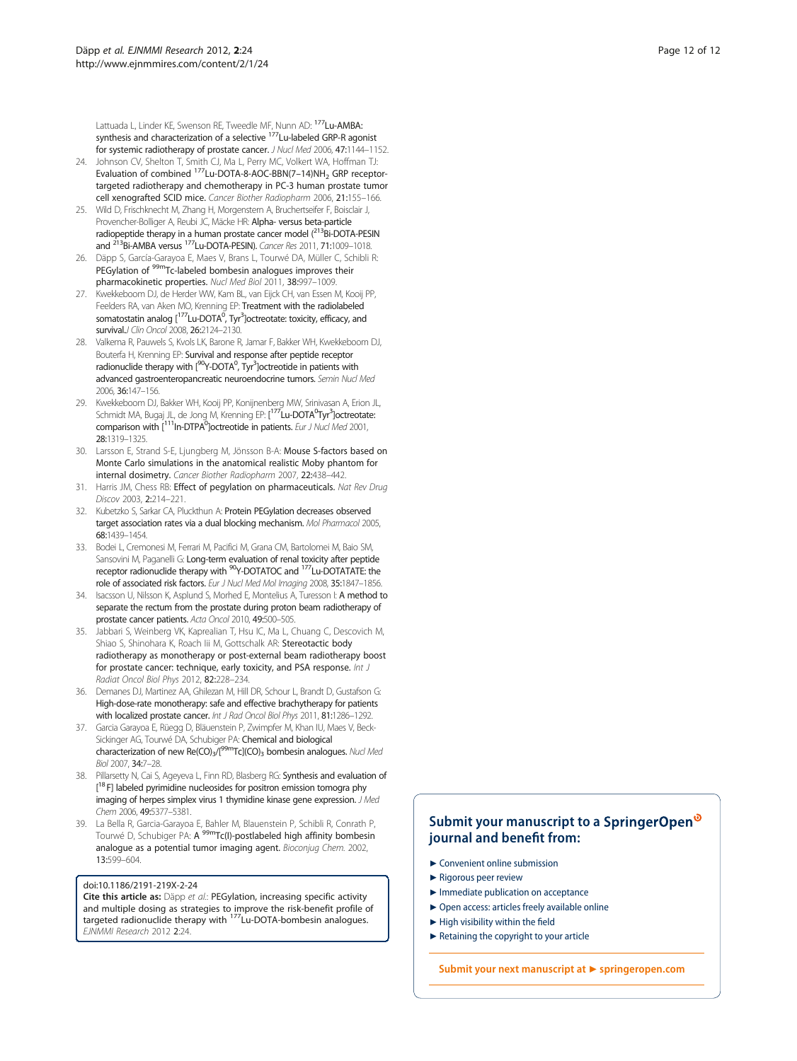Lattuada L, Linder KE, Swenson RE, Tweedle MF, Nunn AD: $^{177}$Lu-AMBA: synthesis and characterization of a selective $^{177}$Lu-labeled GRP-R agonist for systemic radiotherapy of prostate cancer. *J Nucl Med* 2006, **47**:1144–1152.

24. Johnson CV, Shelton T, Smith CJ, Ma L, Perry MC, Volkert WA, Hoffman TJ: Evaluation of combined $^{177}$Lu-DOTA-8-AOC-BBN(7–14)$NH_2$ GRP receptor-targeted radiotherapy and chemotherapy in PC-3 human prostate tumor cell xenografted SCID mice. *Cancer Biother Radiopharm* 2006, **21**:155–166.
25. Wild D, Frischknecht M, Zhang H, Morgenstern A, Bruchertseifer F, Boisclair J, Provencher-Bolliger A, Reubi JC, Mäcke HR: Alpha- versus beta-particle radiopeptide therapy in a human prostate cancer model ($^{213}$Bi-DOTA-PESIN and $^{213}$Bi-AMBA versus $^{177}$Lu-DOTA-PESIN). *Cancer Res* 2011, **71**:1009–1018.
26. Däpp S, García-Garayoa E, Maes V, Brans L, Tourwé DA, Müller C, Schibli R: PEGylation of $^{99m}$Tc-labeled bombesin analogues improves their pharmacokinetic properties. *Nucl Med Biol* 2011, **38**:997–1009.
27. Kwekkeboom DJ, de Herder WW, Kam BL, van Eijck CH, van Essen M, Kooij PP, Feelders RA, van Aken MO, Krenning EP: Treatment with the radiolabeled somatostatin analog [$^{177}$Lu-DOTA$^0$, Tyr$^3$]octreotate: toxicity, efficacy, and survival. *J Clin Oncol* 2008, **26**:2124–2130.
28. Valkema R, Pauwels S, Kvols LK, Barone R, Jamar F, Bakker WH, Kwekkeboom DJ, Bouterfa H, Krenning EP: Survival and response after peptide receptor radionuclide therapy with [$^{90}$Y-DOTA$^0$, Tyr$^3$]octreotide in patients with advanced gastroenteropancreatic neuroendocrine tumors. *Semin Nucl Med* 2006, **36**:147–156.
29. Kwekkeboom DJ, Bakker WH, Kooij PP, Konijnenberg MW, Srinivasan A, Erion JL, Schmidt MA, Bugaj JL, de Jong M, Krenning EP: [$^{177}$Lu-DOTA$^0$Tyr$^3$]octreotate: comparison with [$^{111}$In-DTPA$^0$]octreotide in patients. *Eur J Nucl Med* 2001, **28**:1319–1325.
30. Larsson E, Strand S-E, Ljungberg M, Jönsson B-A: Mouse S-factors based on Monte Carlo simulations in the anatomical realistic Moby phantom for internal dosimetry. *Cancer Biother Radiopharm* 2007, **22**:438–442.
31. Harris JM, Chess RB: Effect of pegylation on pharmaceuticals. *Nat Rev Drug Discov* 2003, **2**:214–221.
32. Kubetzko S, Sarkar CA, Pluckthun A: Protein PEGylation decreases observed target association rates via a dual blocking mechanism. *Mol Pharmacol* 2005, **68**:1439–1454.
33. Bodei L, Cremonesi M, Ferrari M, Pacifici M, Grana CM, Bartolomei M, Baio SM, Sansovini M, Paganelli G: Long-term evaluation of renal toxicity after peptide receptor radionuclide therapy with $^{90}$Y-DOTATOC and $^{177}$Lu-DOTATATE: the role of associated risk factors. *Eur J Nucl Med Mol Imaging* 2008, **35**:1847–1856.
34. Isacsson U, Nilsson K, Asplund S, Morhed E, Montelius A, Turesson I: A method to separate the rectum from the prostate during proton beam radiotherapy of prostate cancer patients. *Acta Oncol* 2010, **49**:500–505.
35. Jabbari S, Weinberg VK, Kaprealian T, Hsu IC, Ma L, Chuang C, Descovich M, Shiao S, Shinohara K, Roach Iii M, Gottschalk AR: Stereotactic body radiotherapy as monotherapy or post-external beam radiotherapy boost for prostate cancer: technique, early toxicity, and PSA response. *Int J Radiat Oncol Biol Phys* 2012, **82**:228–234.
36. Demanes DJ, Martinez AA, Ghilezan M, Hill DR, Schour L, Brandt D, Gustafson G: High-dose-rate monotherapy: safe and effective brachytherapy for patients with localized prostate cancer. *Int J Rad Oncol Biol Phys* 2011, **81**:1286–1292.
37. Garcia Garayoa E, Rüegg D, Bläuenstein P, Zwimpfer M, Khan IU, Maes V, Beck-Sickinger AG, Tourwé DA, Schubiger PA: Chemical and biological characterization of new $Re(CO)_3$/[$^{99m}$Tc]$(CO)_3$ bombesin analogues. *Nucl Med Biol* 2007, **34**:7–28.
38. Pillarsetty N, Cai S, Ageyeva L, Finn RD, Blasberg RG: Synthesis and evaluation of [$^{18}$F] labeled pyrimidine nucleosides for positron emission tomogra phy imaging of herpes simplex virus 1 thymidine kinase gene expression. *J Med Chem* 2006, **49**:5377–5381.
39. La Bella R, Garcia-Garayoa E, Bahler M, Blauenstein P, Schibli R, Conrath P, Tourwé D, Schubiger PA: A $^{99m}$Tc(I)-postlabeled high affinity bombesin analogue as a potential tumor imaging agent. *Bioconjug Chem.* 2002, **13**:599–604.

doi:10.1186/2191-219X-2-24

**Cite this article as:** Däpp *et al.*: PEGylation, increasing specific activity and multiple dosing as strategies to improve the risk-benefit profile of targeted radionuclide therapy with $^{177}$Lu-DOTA-bombesin analogues. *EJNMMI Research* 2012 **2**:24.

**Submit your manuscript to a SpringerOpen journal and benefit from:**

- ► Convenient online submission
- ► Rigorous peer review
- ► Immediate publication on acceptance
- ► Open access: articles freely available online
- ► High visibility within the field
- ► Retaining the copyright to your article

**Submit your next manuscript at ► springeropen.com**